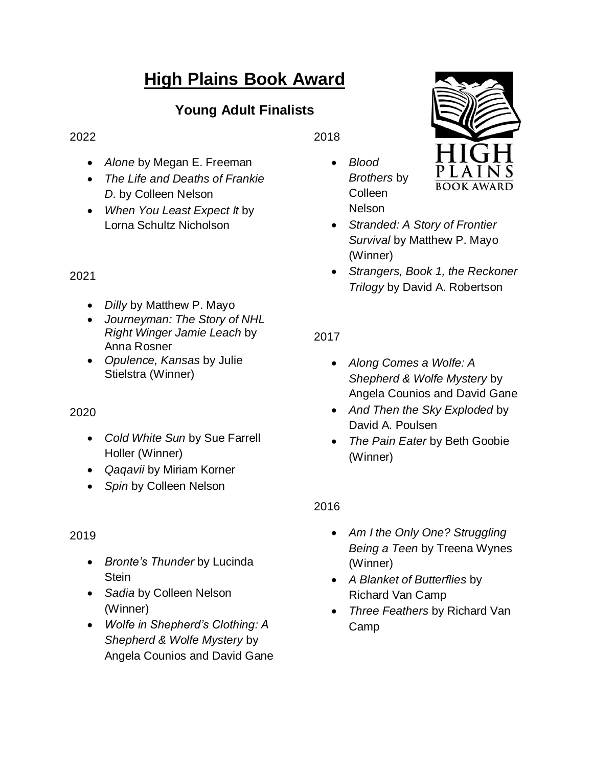# High Plains Book Award

## Young Adult Finalists

2022

- *Alone* by Megan E. Freeman
- *The Life and Deaths of Frankie D.* by Colleen Nelson
- *When You Least Expect It* by Lorna Schultz Nicholson

2021

- *Dilly* by Matthew P. Mayo
- *Journeyman: The Story of NHL Right Winger Jamie Leach* by Anna Rosner
- *Opulence, Kansas* by Julie Stielstra (Winner)

2020

- *Cold White Sun* by Sue Farrell Holler (Winner)
- *Qaqavii* by Miriam Korner
- *Spin* by Colleen Nelson

2019

- *Bronte's Thunder* by Lucinda Stein
- *Sadia* by Colleen Nelson (Winner)
- *Wolfe in Shepherd's Clothing: A Shepherd & Wolfe Mystery* by Angela Counios and David Gane

2018

- *Blood Brothers* by Colleen Nelson
- *Stranded: A Story of Frontier Survival* by Matthew P. Mayo (Winner)
- *Strangers, Book 1, the Reckoner Trilogy* by David A. Robertson

2017

- *Along Comes a Wolfe: A Shepherd & Wolfe Mystery* by Angela Counios and David Gane
- *And Then the Sky Exploded* by David A. Poulsen
- *The Pain Eater* by Beth Goobie (Winner)

2016

- *Am I the Only One? Struggling Being a Teen* by Treena Wynes (Winner)
- *A Blanket of Butterflies* by Richard Van Camp
- *Three Feathers* by Richard Van Camp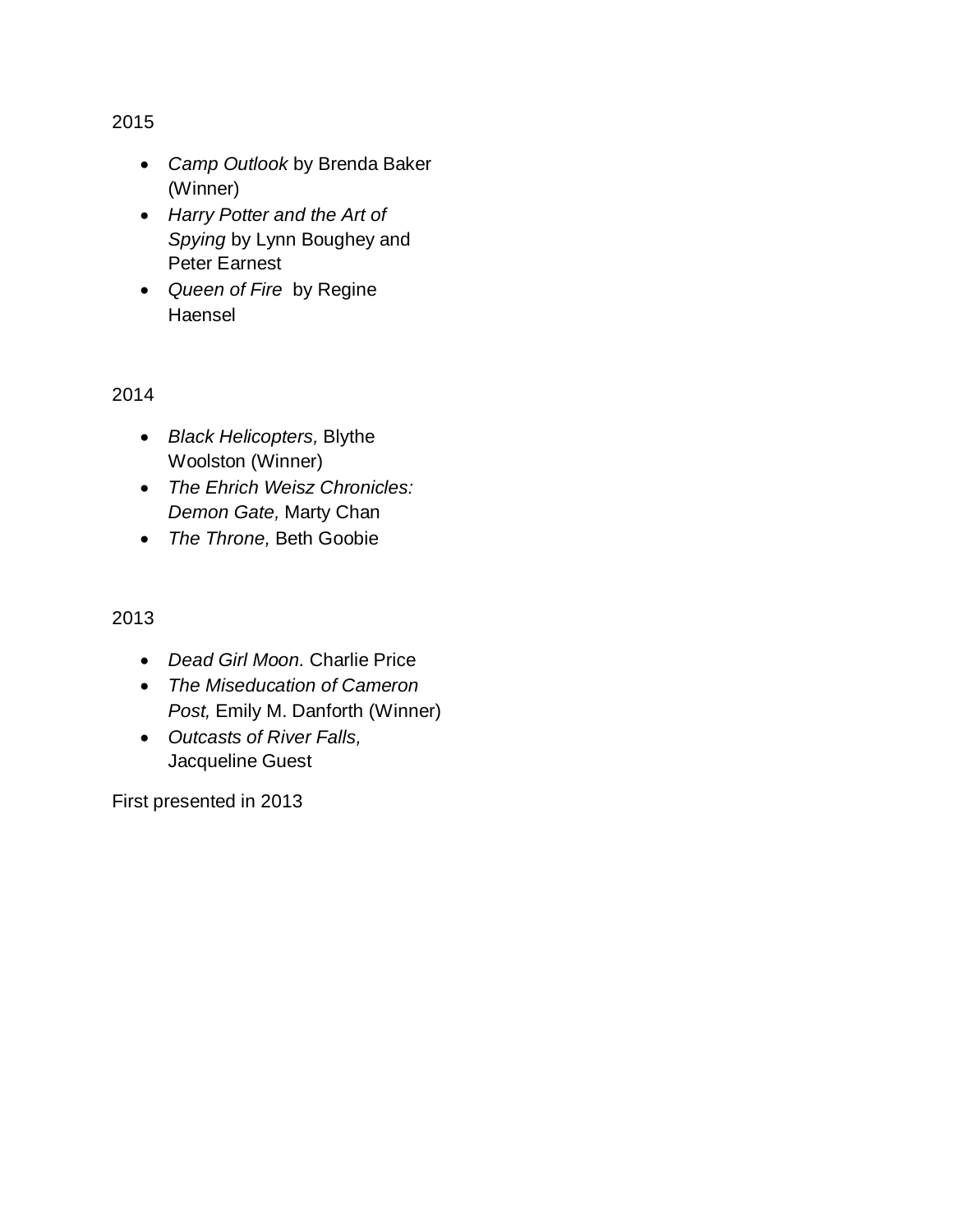2015

- *Camp Outlook* by Brenda Baker (Winner)
- *Harry Potter and the Art of Spying* by Lynn Boughey and Peter Earnest
- *Queen of Fire* by Regine Haensel

2014

- *Black Helicopters,* Blythe Woolston (Winner)
- *The Ehrich Weisz Chronicles: Demon Gate,* Marty Chan
- *The Throne,* Beth Goobie

2013

- *Dead Girl Moon.* Charlie Price
- *The Miseducation of Cameron Post,* Emily M. Danforth (Winner)
- *Outcasts of River Falls,* Jacqueline Guest

First presented in 2013